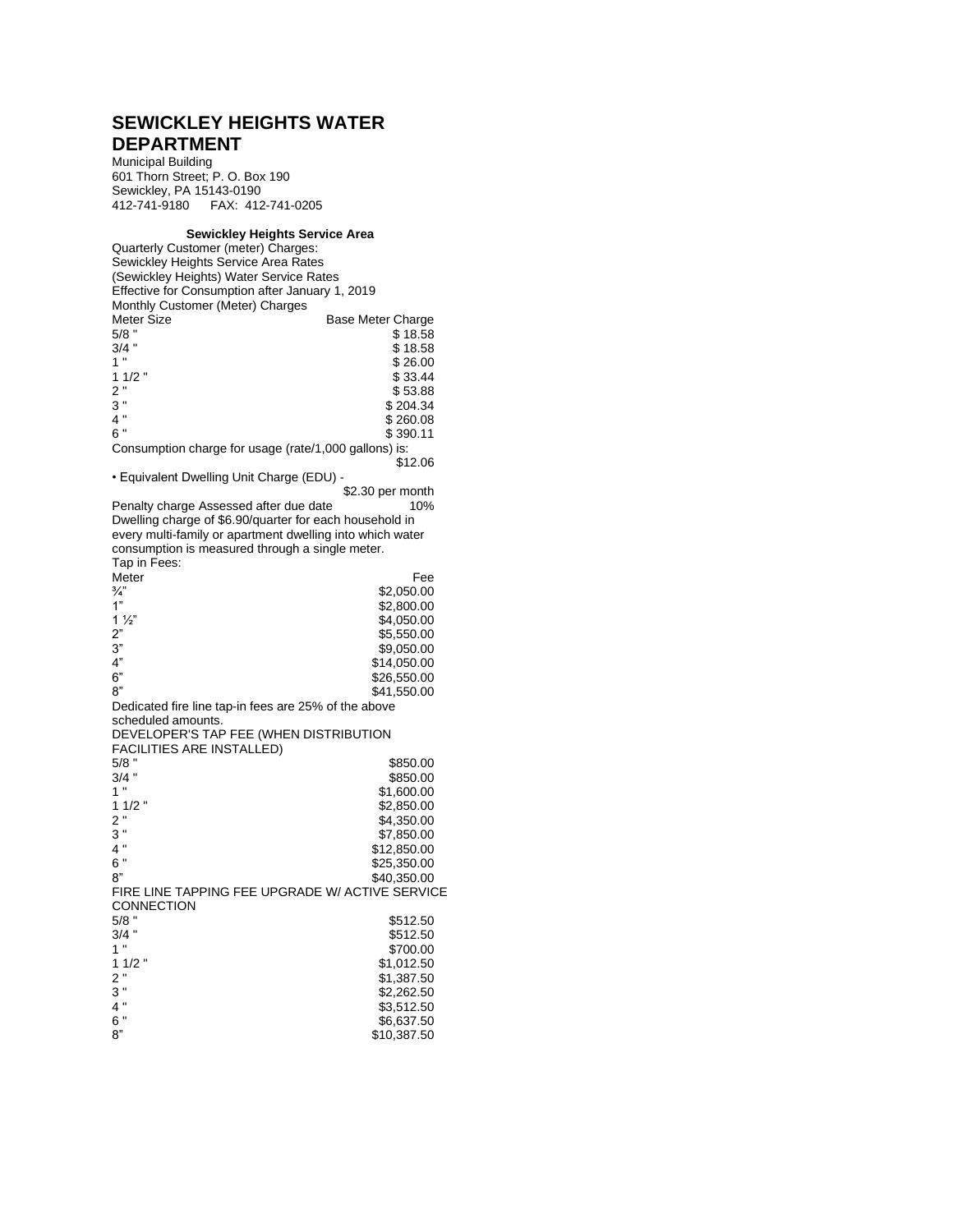# SEWICKLEY HEIGHTS WATER DEPARTMENT

Municipal Building
601 Thorn Street; P. O. Box 190
Sewickley, PA 15143-0190
412-741-9180 FAX: 412-741-0205

**Sewickley Heights Service Area**

Quarterly Customer (meter) Charges:
Sewickley Heights Service Area Rates
(Sewickley Heights) Water Service Rates
Effective for Consumption after January 1, 2019
Monthly Customer (Meter) Charges

| Meter Size | Base Meter Charge |
|---|---|
| 5/8 " | $ 18.58 |
| 3/4 " | $ 18.58 |
| 1 " | $ 26.00 |
| 1 1/2 " | $ 33.44 |
| 2 " | $ 53.88 |
| 3 " | $ 204.34 |
| 4 " | $ 260.08 |
| 6 " | $ 390.11 |

Consumption charge for usage (rate/1,000 gallons) is: $12.06

• Equivalent Dwelling Unit Charge (EDU) - $2.30 per month

Penalty charge Assessed after due date 10%

Dwelling charge of $6.90/quarter for each household in every multi-family or apartment dwelling into which water consumption is measured through a single meter.

Tap in Fees:

| Meter | Fee |
|---|---|
| ¾" | $2,050.00 |
| 1" | $2,800.00 |
| 1 ½" | $4,050.00 |
| 2" | $5,550.00 |
| 3" | $9,050.00 |
| 4" | $14,050.00 |
| 6" | $26,550.00 |
| 8" | $41,550.00 |

Dedicated fire line tap-in fees are 25% of the above scheduled amounts.

DEVELOPER'S TAP FEE (WHEN DISTRIBUTION FACILITIES ARE INSTALLED)

| Meter | Fee |
|---|---|
| 5/8 " | $850.00 |
| 3/4 " | $850.00 |
| 1 " | $1,600.00 |
| 1 1/2 " | $2,850.00 |
| 2 " | $4,350.00 |
| 3 " | $7,850.00 |
| 4 " | $12,850.00 |
| 6 " | $25,350.00 |
| 8" | $40,350.00 |

FIRE LINE TAPPING FEE UPGRADE W/ ACTIVE SERVICE CONNECTION

| Meter | Fee |
|---|---|
| 5/8 " | $512.50 |
| 3/4 " | $512.50 |
| 1 " | $700.00 |
| 1 1/2 " | $1,012.50 |
| 2 " | $1,387.50 |
| 3 " | $2,262.50 |
| 4 " | $3,512.50 |
| 6 " | $6,637.50 |
| 8" | $10,387.50 |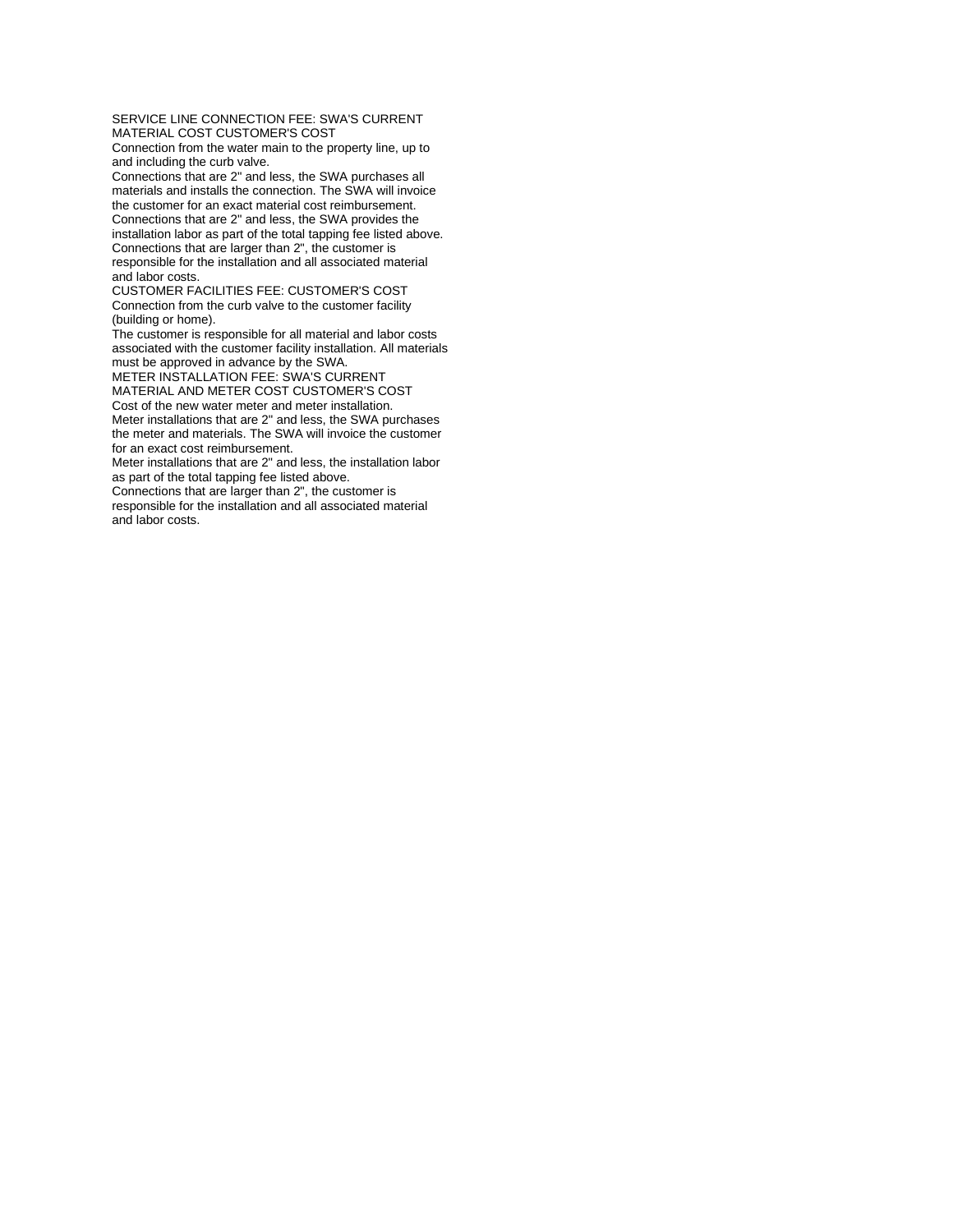SERVICE LINE CONNECTION FEE: SWA'S CURRENT MATERIAL COST CUSTOMER'S COST

Connection from the water main to the property line, up to and including the curb valve.

Connections that are 2" and less, the SWA purchases all materials and installs the connection. The SWA will invoice the customer for an exact material cost reimbursement.

Connections that are 2" and less, the SWA provides the installation labor as part of the total tapping fee listed above.

Connections that are larger than 2", the customer is responsible for the installation and all associated material and labor costs.

CUSTOMER FACILITIES FEE: CUSTOMER'S COST

Connection from the curb valve to the customer facility (building or home).

The customer is responsible for all material and labor costs associated with the customer facility installation. All materials must be approved in advance by the SWA.

METER INSTALLATION FEE: SWA'S CURRENT MATERIAL AND METER COST CUSTOMER'S COST

Cost of the new water meter and meter installation.

Meter installations that are 2" and less, the SWA purchases the meter and materials. The SWA will invoice the customer for an exact cost reimbursement.

Meter installations that are 2" and less, the installation labor as part of the total tapping fee listed above.

Connections that are larger than 2", the customer is responsible for the installation and all associated material and labor costs.